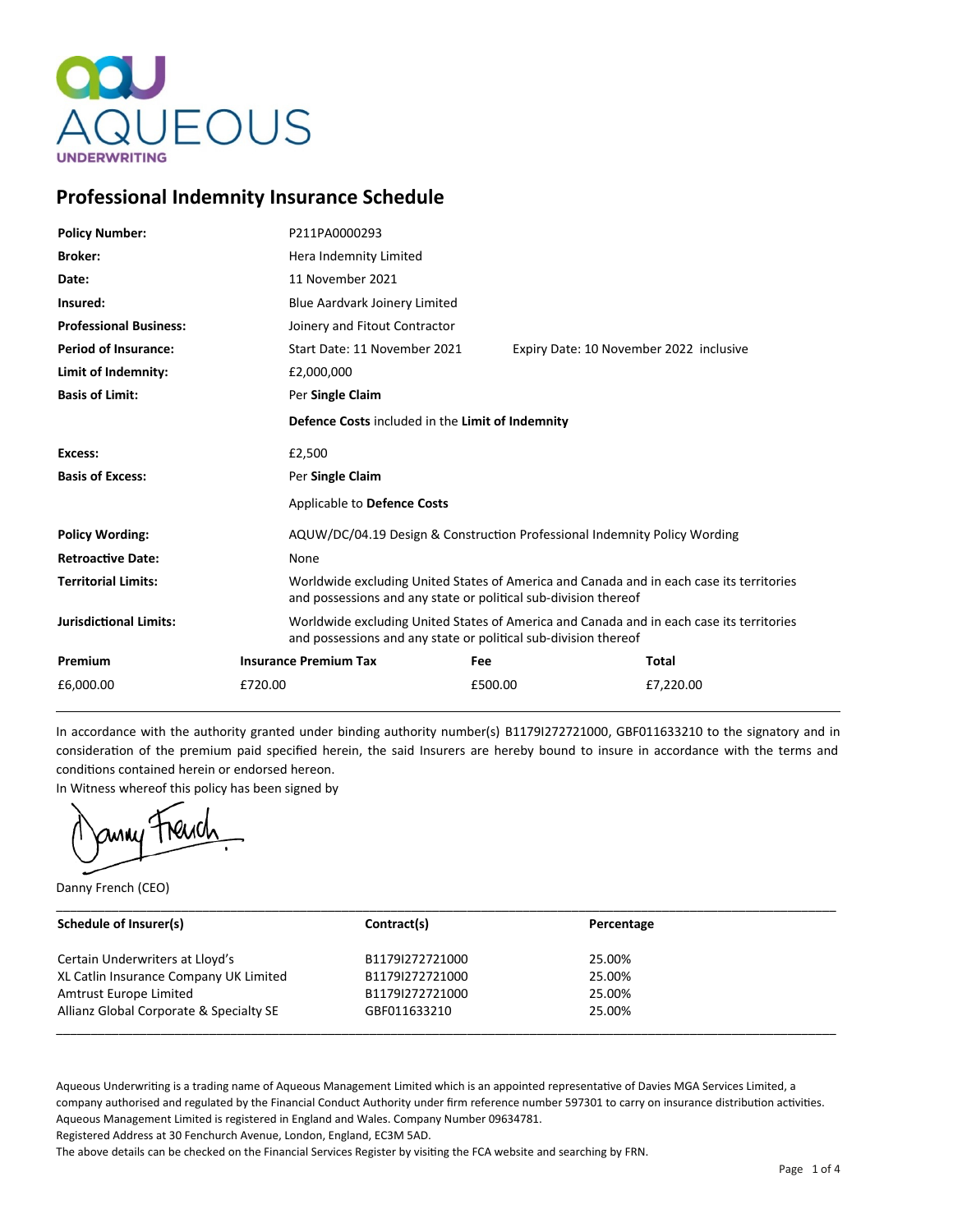AQUEOUS UNDERWRITING

## Professional Indemnity Insurance Schedule

| | | |
|---|---|---|
| **Policy Number:** | P211PA0000293 | |
| **Broker:** | Hera Indemnity Limited | |
| **Date:** | 11 November 2021 | |
| **Insured:** | Blue Aardvark Joinery Limited | |
| **Professional Business:** | Joinery and Fitout Contractor | |
| **Period of Insurance:** | Start Date: 11 November 2021 | Expiry Date: 10 November 2022 inclusive |
| **Limit of Indemnity:** | £2,000,000 | |
| **Basis of Limit:** | Per **Single Claim** | |
| | **Defence Costs** included in the **Limit of Indemnity** | |
| **Excess:** | £2,500 | |
| **Basis of Excess:** | Per **Single Claim** | |
| | Applicable to **Defence Costs** | |
| **Policy Wording:** | AQUW/DC/04.19 Design & Construction Professional Indemnity Policy Wording | |
| **Retroactive Date:** | None | |
| **Territorial Limits:** | Worldwide excluding United States of America and Canada and in each case its territories and possessions and any state or political sub-division thereof | |
| **Jurisdictional Limits:** | Worldwide excluding United States of America and Canada and in each case its territories and possessions and any state or political sub-division thereof | |

| Premium | Insurance Premium Tax | Fee | Total |
|---|---|---|---|
| £6,000.00 | £720.00 | £500.00 | £7,220.00 |

In accordance with the authority granted under binding authority number(s) B1179I272721000, GBF011633210 to the signatory and in consideration of the premium paid specified herein, the said Insurers are hereby bound to insure in accordance with the terms and conditions contained herein or endorsed hereon.

In Witness whereof this policy has been signed by

Danny French (CEO)

| Schedule of Insurer(s) | Contract(s) | Percentage |
|---|---|---|
| Certain Underwriters at Lloyd's | B1179I272721000 | 25.00% |
| XL Catlin Insurance Company UK Limited | B1179I272721000 | 25.00% |
| Amtrust Europe Limited | B1179I272721000 | 25.00% |
| Allianz Global Corporate & Specialty SE | GBF011633210 | 25.00% |

Aqueous Underwriting is a trading name of Aqueous Management Limited which is an appointed representative of Davies MGA Services Limited, a company authorised and regulated by the Financial Conduct Authority under firm reference number 597301 to carry on insurance distribution activities. Aqueous Management Limited is registered in England and Wales. Company Number 09634781.
Registered Address at 30 Fenchurch Avenue, London, England, EC3M 5AD.
The above details can be checked on the Financial Services Register by visiting the FCA website and searching by FRN.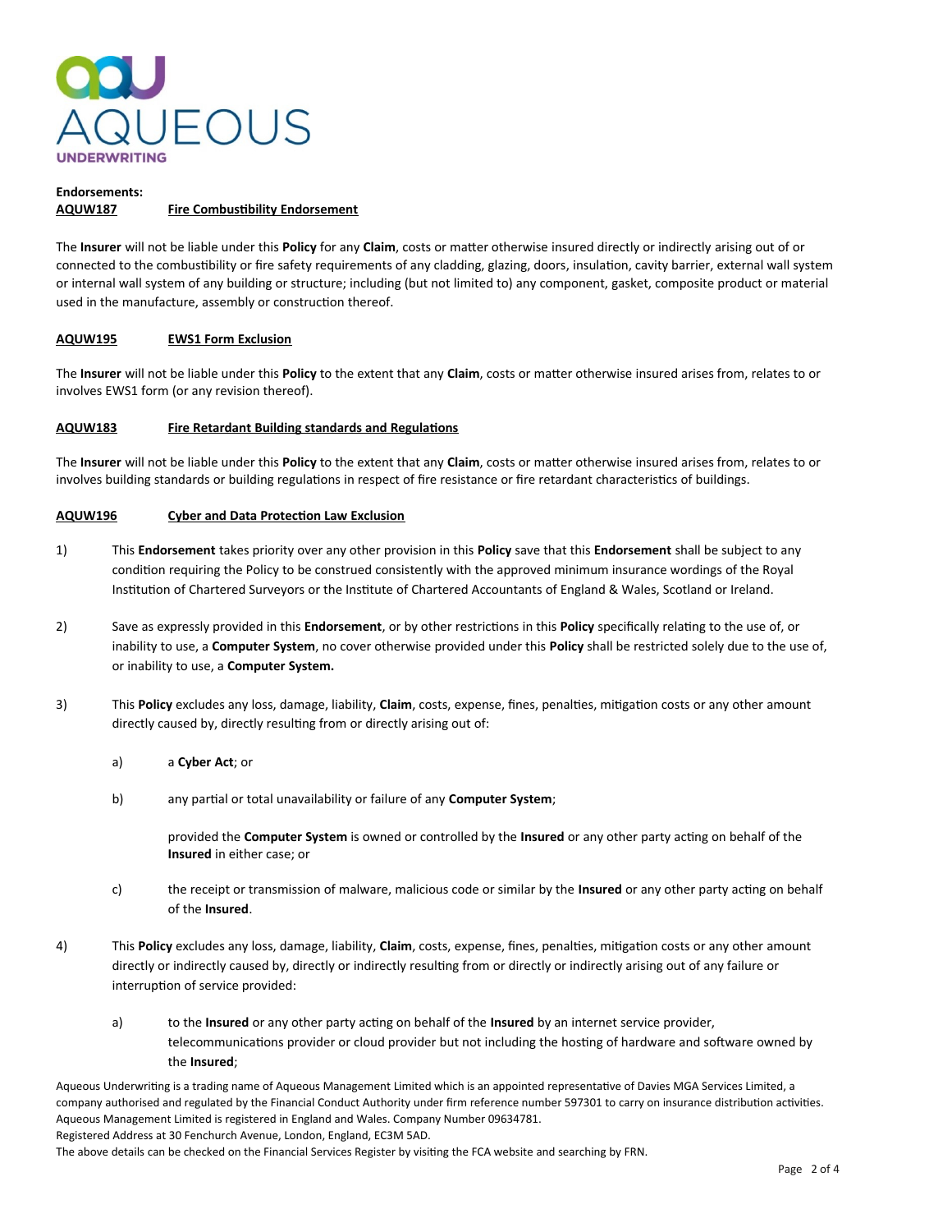**Endorsements:**

**AQUW187 Fire Combustibility Endorsement**

The **Insurer** will not be liable under this **Policy** for any **Claim**, costs or matter otherwise insured directly or indirectly arising out of or connected to the combustibility or fire safety requirements of any cladding, glazing, doors, insulation, cavity barrier, external wall system or internal wall system of any building or structure; including (but not limited to) any component, gasket, composite product or material used in the manufacture, assembly or construction thereof.

**AQUW195 EWS1 Form Exclusion**

The **Insurer** will not be liable under this **Policy** to the extent that any **Claim**, costs or matter otherwise insured arises from, relates to or involves EWS1 form (or any revision thereof).

**AQUW183 Fire Retardant Building standards and Regulations**

The **Insurer** will not be liable under this **Policy** to the extent that any **Claim**, costs or matter otherwise insured arises from, relates to or involves building standards or building regulations in respect of fire resistance or fire retardant characteristics of buildings.

**AQUW196 Cyber and Data Protection Law Exclusion**

1) This **Endorsement** takes priority over any other provision in this **Policy** save that this **Endorsement** shall be subject to any condition requiring the Policy to be construed consistently with the approved minimum insurance wordings of the Royal Institution of Chartered Surveyors or the Institute of Chartered Accountants of England & Wales, Scotland or Ireland.

2) Save as expressly provided in this **Endorsement**, or by other restrictions in this **Policy** specifically relating to the use of, or inability to use, a **Computer System**, no cover otherwise provided under this **Policy** shall be restricted solely due to the use of, or inability to use, a **Computer System.**

3) This **Policy** excludes any loss, damage, liability, **Claim**, costs, expense, fines, penalties, mitigation costs or any other amount directly caused by, directly resulting from or directly arising out of:

   a) a **Cyber Act**; or

   b) any partial or total unavailability or failure of any **Computer System**;

   provided the **Computer System** is owned or controlled by the **Insured** or any other party acting on behalf of the **Insured** in either case; or

   c) the receipt or transmission of malware, malicious code or similar by the **Insured** or any other party acting on behalf of the **Insured**.

4) This **Policy** excludes any loss, damage, liability, **Claim**, costs, expense, fines, penalties, mitigation costs or any other amount directly or indirectly caused by, directly or indirectly resulting from or directly or indirectly arising out of any failure or interruption of service provided:

   a) to the **Insured** or any other party acting on behalf of the **Insured** by an internet service provider, telecommunications provider or cloud provider but not including the hosting of hardware and software owned by the **Insured**;

Aqueous Underwriting is a trading name of Aqueous Management Limited which is an appointed representative of Davies MGA Services Limited, a company authorised and regulated by the Financial Conduct Authority under firm reference number 597301 to carry on insurance distribution activities. Aqueous Management Limited is registered in England and Wales. Company Number 09634781.
Registered Address at 30 Fenchurch Avenue, London, England, EC3M 5AD.
The above details can be checked on the Financial Services Register by visiting the FCA website and searching by FRN.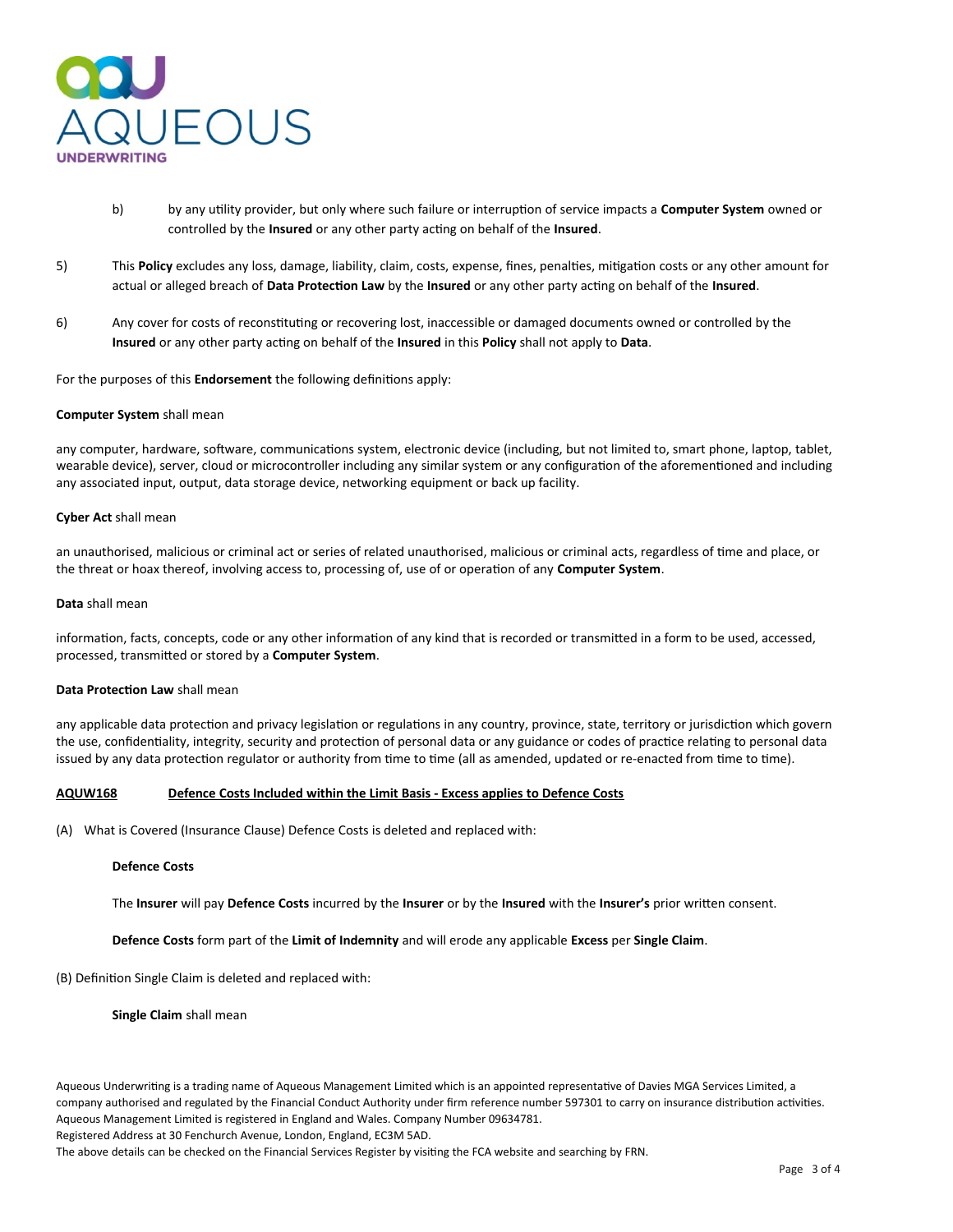b) by any utility provider, but only where such failure or interruption of service impacts a **Computer System** owned or controlled by the **Insured** or any other party acting on behalf of the **Insured**.

5) This **Policy** excludes any loss, damage, liability, claim, costs, expense, fines, penalties, mitigation costs or any other amount for actual or alleged breach of **Data Protection Law** by the **Insured** or any other party acting on behalf of the **Insured**.

6) Any cover for costs of reconstituting or recovering lost, inaccessible or damaged documents owned or controlled by the **Insured** or any other party acting on behalf of the **Insured** in this **Policy** shall not apply to **Data**.

For the purposes of this **Endorsement** the following definitions apply:

**Computer System** shall mean

any computer, hardware, software, communications system, electronic device (including, but not limited to, smart phone, laptop, tablet, wearable device), server, cloud or microcontroller including any similar system or any configuration of the aforementioned and including any associated input, output, data storage device, networking equipment or back up facility.

**Cyber Act** shall mean

an unauthorised, malicious or criminal act or series of related unauthorised, malicious or criminal acts, regardless of time and place, or the threat or hoax thereof, involving access to, processing of, use of or operation of any **Computer System**.

**Data** shall mean

information, facts, concepts, code or any other information of any kind that is recorded or transmitted in a form to be used, accessed, processed, transmitted or stored by a **Computer System**.

**Data Protection Law** shall mean

any applicable data protection and privacy legislation or regulations in any country, province, state, territory or jurisdiction which govern the use, confidentiality, integrity, security and protection of personal data or any guidance or codes of practice relating to personal data issued by any data protection regulator or authority from time to time (all as amended, updated or re-enacted from time to time).

**<u>AQUW168 Defence Costs Included within the Limit Basis - Excess applies to Defence Costs</u>**

(A) What is Covered (Insurance Clause) Defence Costs is deleted and replaced with:

**Defence Costs**

The **Insurer** will pay **Defence Costs** incurred by the **Insurer** or by the **Insured** with the **Insurer's** prior written consent.

**Defence Costs** form part of the **Limit of Indemnity** and will erode any applicable **Excess** per **Single Claim**.

(B) Definition Single Claim is deleted and replaced with:

**Single Claim** shall mean

Aqueous Underwriting is a trading name of Aqueous Management Limited which is an appointed representative of Davies MGA Services Limited, a company authorised and regulated by the Financial Conduct Authority under firm reference number 597301 to carry on insurance distribution activities. Aqueous Management Limited is registered in England and Wales. Company Number 09634781.
Registered Address at 30 Fenchurch Avenue, London, England, EC3M 5AD.
The above details can be checked on the Financial Services Register by visiting the FCA website and searching by FRN.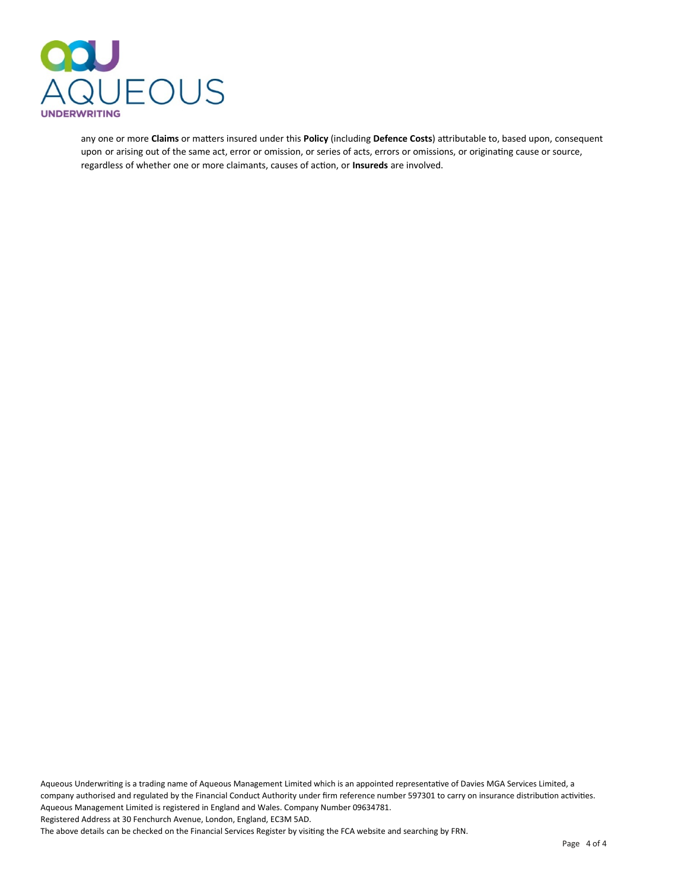any one or more **Claims** or matters insured under this **Policy** (including **Defence Costs**) attributable to, based upon, consequent upon or arising out of the same act, error or omission, or series of acts, errors or omissions, or originating cause or source, regardless of whether one or more claimants, causes of action, or **Insureds** are involved.